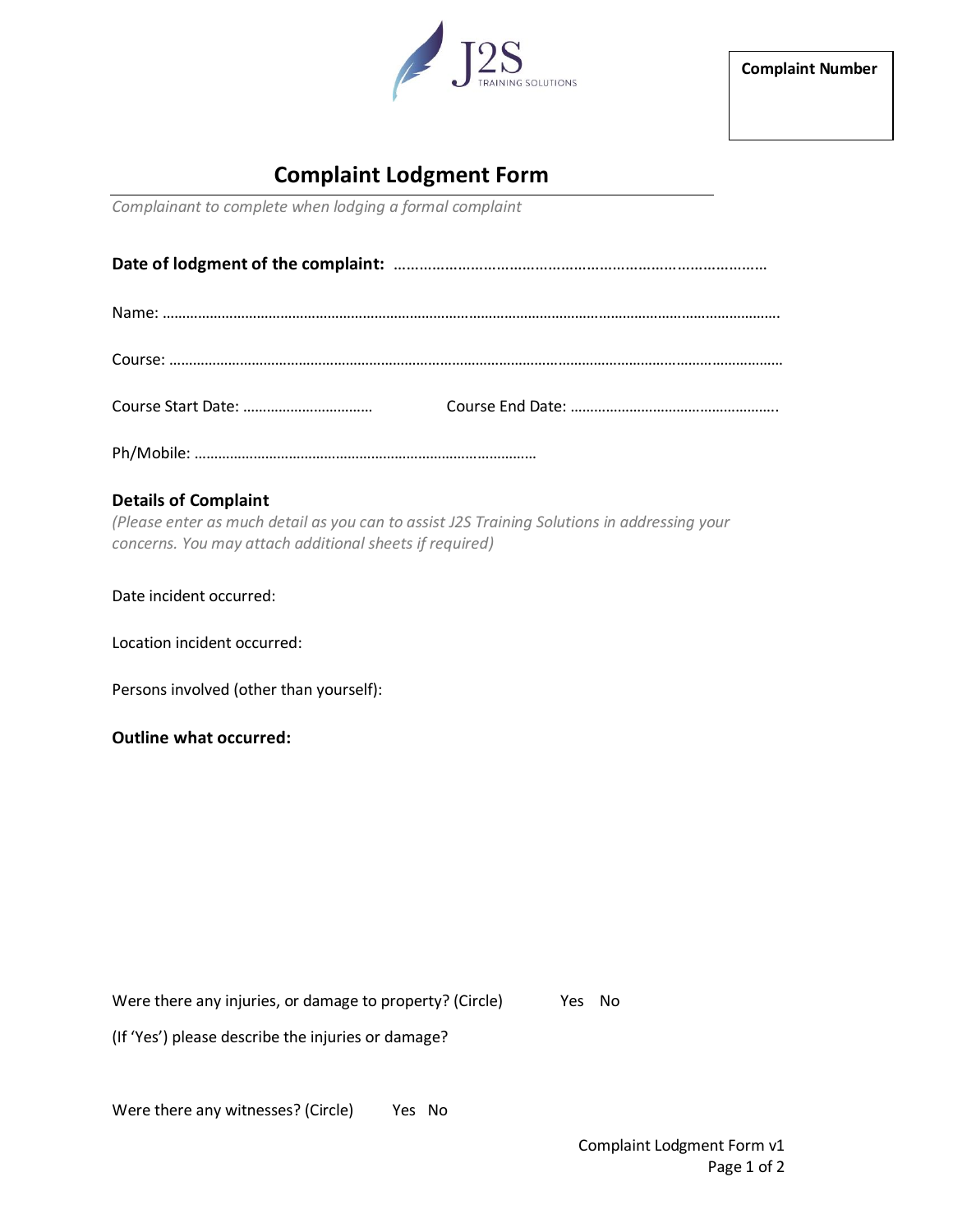J2S TRAINING SOLUTIONS

| Complaint Number |
|---|
| |

# Complaint Lodgment Form

*Complainant to complete when lodging a formal complaint*

**Date of lodgment of the complaint:** ……………………………………………………………………………

Name: …………………………………………………………………………………………………………………………………………….

Course: …………………………………………………………………………………………………………………………………………

Course Start Date: ……………………………     Course End Date: …………………………………………….

Ph/Mobile: …………………………………………………………………………

### Details of Complaint

*(Please enter as much detail as you can to assist J2S Training Solutions in addressing your concerns. You may attach additional sheets if required)*

Date incident occurred:

Location incident occurred:

Persons involved (other than yourself):

**Outline what occurred:**

Were there any injuries, or damage to property? (Circle)     Yes   No

(If 'Yes') please describe the injuries or damage?

Were there any witnesses? (Circle)     Yes   No

Complaint Lodgment Form v1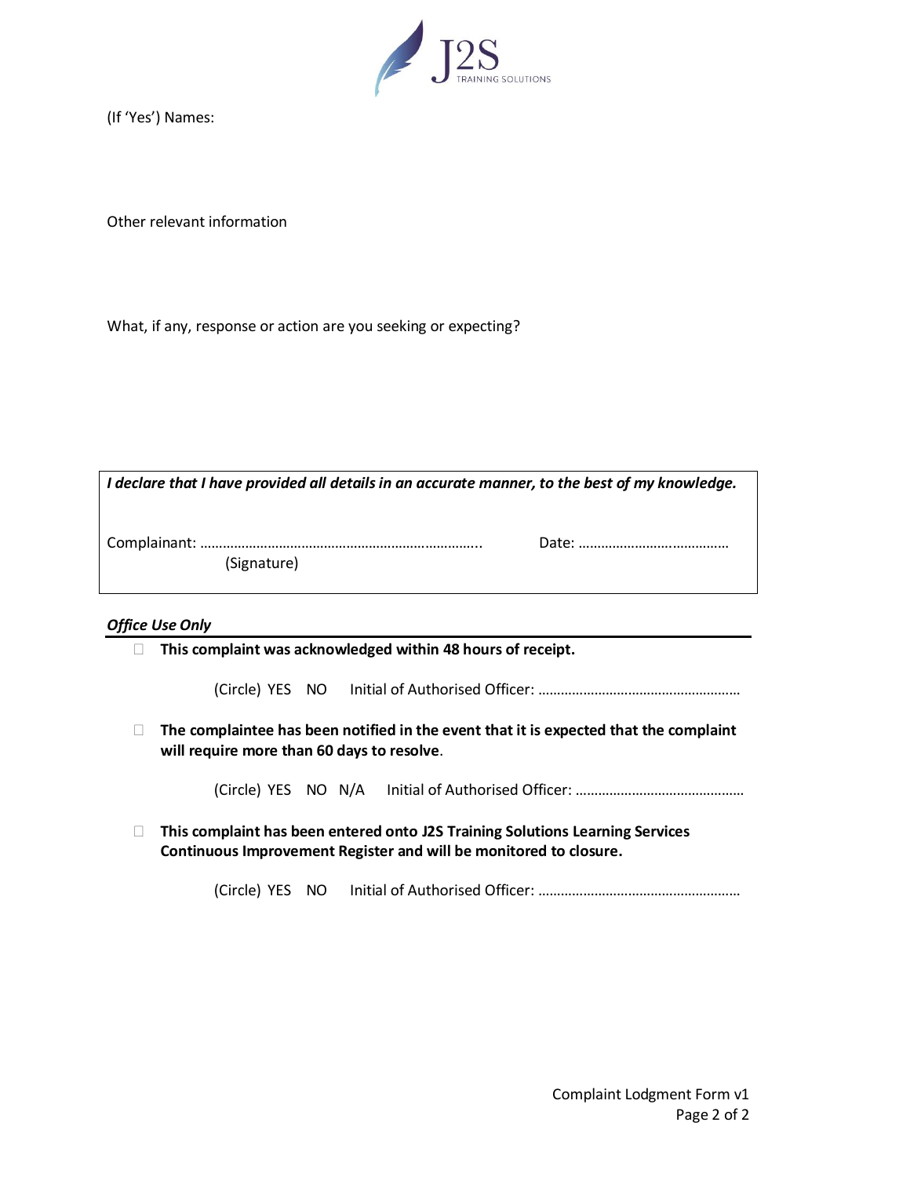(If 'Yes') Names:

Other relevant information

What, if any, response or action are you seeking or expecting?

***I declare that I have provided all details in an accurate manner, to the best of my knowledge.***

Complainant: ………………………………………………………………..     Date: …………………………………
(Signature)

***Office Use Only***

- ☐ **This complaint was acknowledged within 48 hours of receipt.**

  (Circle) YES NO   Initial of Authorised Officer: ………………………………………………

- ☐ **The complaintee has been notified in the event that it is expected that the complaint will require more than 60 days to resolve**.

  (Circle) YES NO N/A   Initial of Authorised Officer: ……………………………………

- ☐ **This complaint has been entered onto J2S Training Solutions Learning Services Continuous Improvement Register and will be monitored to closure.**

  (Circle) YES NO   Initial of Authorised Officer: ………………………………………………

Complaint Lodgment Form v1